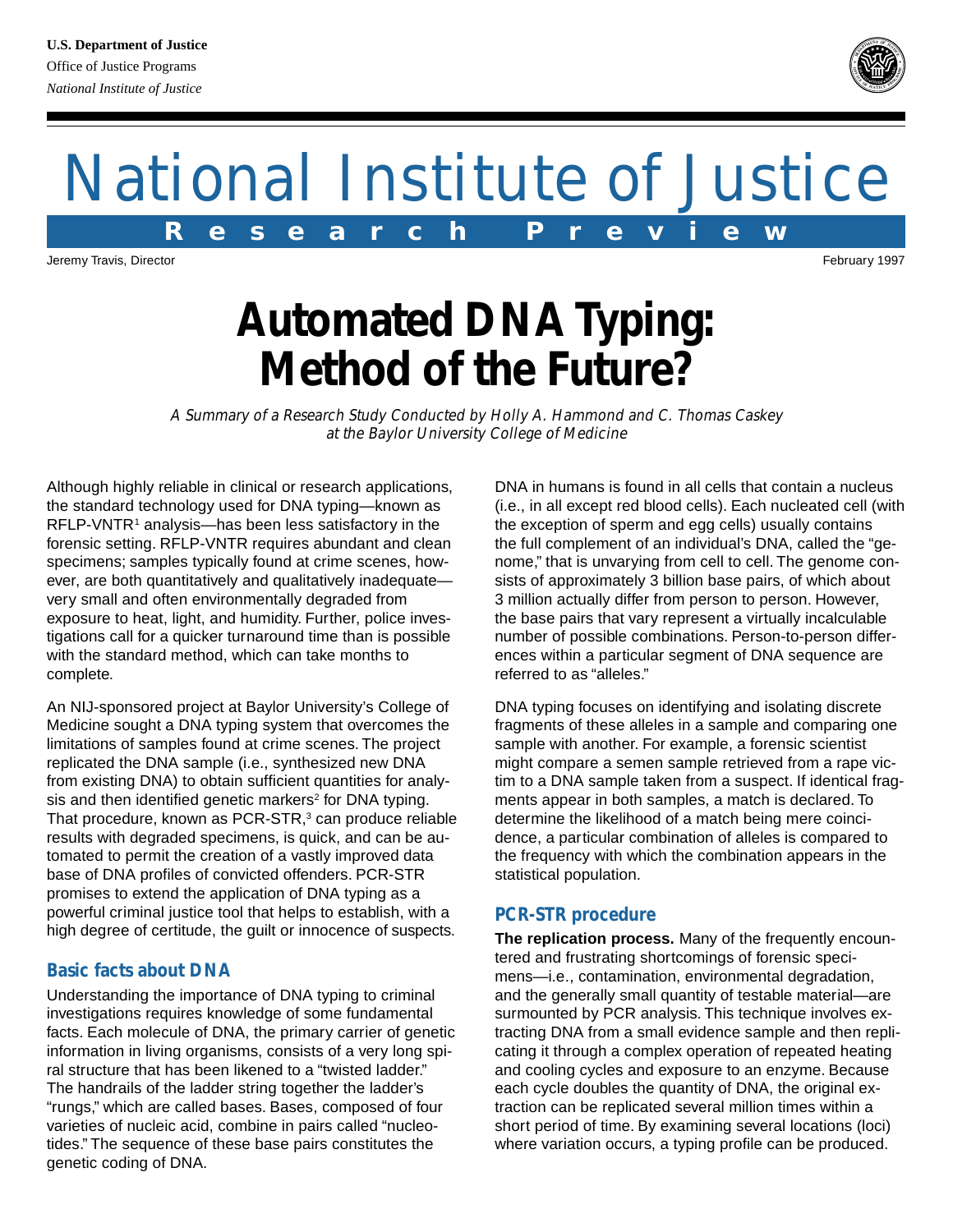U.S. Department of Justice
Office of Justice Programs
*National Institute of Justice*

# National Institute of Justice

**Research Preview**

Jeremy Travis, Director

February 1997

# Automated DNA Typing: Method of the Future?

*A Summary of a Research Study Conducted by Holly A. Hammond and C. Thomas Caskey at the Baylor University College of Medicine*

Although highly reliable in clinical or research applications, the standard technology used for DNA typing—known as RFLP-VNTR[1] analysis—has been less satisfactory in the forensic setting. RFLP-VNTR requires abundant and clean specimens; samples typically found at crime scenes, however, are both quantitatively and qualitatively inadequate—very small and often environmentally degraded from exposure to heat, light, and humidity. Further, police investigations call for a quicker turnaround time than is possible with the standard method, which can take months to complete.

An NIJ-sponsored project at Baylor University's College of Medicine sought a DNA typing system that overcomes the limitations of samples found at crime scenes. The project replicated the DNA sample (i.e., synthesized new DNA from existing DNA) to obtain sufficient quantities for analysis and then identified genetic markers[2] for DNA typing. That procedure, known as PCR-STR,[3] can produce reliable results with degraded specimens, is quick, and can be automated to permit the creation of a vastly improved data base of DNA profiles of convicted offenders. PCR-STR promises to extend the application of DNA typing as a powerful criminal justice tool that helps to establish, with a high degree of certitude, the guilt or innocence of suspects.

## Basic facts about DNA

Understanding the importance of DNA typing to criminal investigations requires knowledge of some fundamental facts. Each molecule of DNA, the primary carrier of genetic information in living organisms, consists of a very long spiral structure that has been likened to a "twisted ladder." The handrails of the ladder string together the ladder's "rungs," which are called bases. Bases, composed of four varieties of nucleic acid, combine in pairs called "nucleotides." The sequence of these base pairs constitutes the genetic coding of DNA.

DNA in humans is found in all cells that contain a nucleus (i.e., in all except red blood cells). Each nucleated cell (with the exception of sperm and egg cells) usually contains the full complement of an individual's DNA, called the "genome," that is unvarying from cell to cell. The genome consists of approximately 3 billion base pairs, of which about 3 million actually differ from person to person. However, the base pairs that vary represent a virtually incalculable number of possible combinations. Person-to-person differences within a particular segment of DNA sequence are referred to as "alleles."

DNA typing focuses on identifying and isolating discrete fragments of these alleles in a sample and comparing one sample with another. For example, a forensic scientist might compare a semen sample retrieved from a rape victim to a DNA sample taken from a suspect. If identical fragments appear in both samples, a match is declared. To determine the likelihood of a match being mere coincidence, a particular combination of alleles is compared to the frequency with which the combination appears in the statistical population.

## PCR-STR procedure

**The replication process.** Many of the frequently encountered and frustrating shortcomings of forensic specimens—i.e., contamination, environmental degradation, and the generally small quantity of testable material—are surmounted by PCR analysis. This technique involves extracting DNA from a small evidence sample and then replicating it through a complex operation of repeated heating and cooling cycles and exposure to an enzyme. Because each cycle doubles the quantity of DNA, the original extraction can be replicated several million times within a short period of time. By examining several locations (loci) where variation occurs, a typing profile can be produced.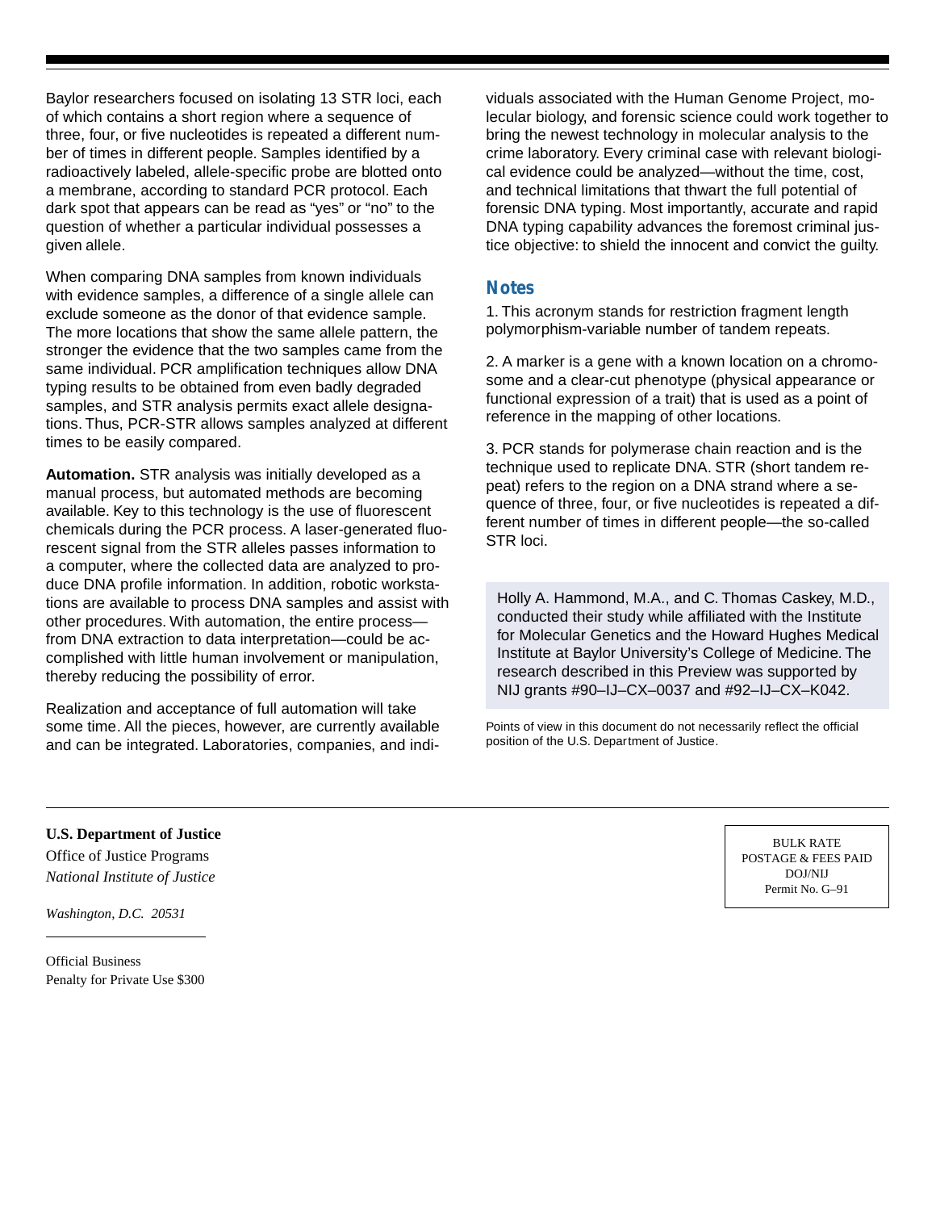Baylor researchers focused on isolating 13 STR loci, each of which contains a short region where a sequence of three, four, or five nucleotides is repeated a different number of times in different people. Samples identified by a radioactively labeled, allele-specific probe are blotted onto a membrane, according to standard PCR protocol. Each dark spot that appears can be read as "yes" or "no" to the question of whether a particular individual possesses a given allele.

When comparing DNA samples from known individuals with evidence samples, a difference of a single allele can exclude someone as the donor of that evidence sample. The more locations that show the same allele pattern, the stronger the evidence that the two samples came from the same individual. PCR amplification techniques allow DNA typing results to be obtained from even badly degraded samples, and STR analysis permits exact allele designations. Thus, PCR-STR allows samples analyzed at different times to be easily compared.

**Automation.** STR analysis was initially developed as a manual process, but automated methods are becoming available. Key to this technology is the use of fluorescent chemicals during the PCR process. A laser-generated fluorescent signal from the STR alleles passes information to a computer, where the collected data are analyzed to produce DNA profile information. In addition, robotic workstations are available to process DNA samples and assist with other procedures. With automation, the entire process—from DNA extraction to data interpretation—could be accomplished with little human involvement or manipulation, thereby reducing the possibility of error.

Realization and acceptance of full automation will take some time. All the pieces, however, are currently available and can be integrated. Laboratories, companies, and individuals associated with the Human Genome Project, molecular biology, and forensic science could work together to bring the newest technology in molecular analysis to the crime laboratory. Every criminal case with relevant biological evidence could be analyzed—without the time, cost, and technical limitations that thwart the full potential of forensic DNA typing. Most importantly, accurate and rapid DNA typing capability advances the foremost criminal justice objective: to shield the innocent and convict the guilty.

## Notes

1. This acronym stands for restriction fragment length polymorphism-variable number of tandem repeats.

2. A marker is a gene with a known location on a chromosome and a clear-cut phenotype (physical appearance or functional expression of a trait) that is used as a point of reference in the mapping of other locations.

3. PCR stands for polymerase chain reaction and is the technique used to replicate DNA. STR (short tandem repeat) refers to the region on a DNA strand where a sequence of three, four, or five nucleotides is repeated a different number of times in different people—the so-called STR loci.

Holly A. Hammond, M.A., and C. Thomas Caskey, M.D., conducted their study while affiliated with the Institute for Molecular Genetics and the Howard Hughes Medical Institute at Baylor University's College of Medicine. The research described in this Preview was supported by NIJ grants #90–IJ–CX–0037 and #92–IJ–CX–K042.

Points of view in this document do not necessarily reflect the official position of the U.S. Department of Justice.

**U.S. Department of Justice**
Office of Justice Programs
*National Institute of Justice*

*Washington, D.C. 20531*

Official Business
Penalty for Private Use $300

BULK RATE
POSTAGE & FEES PAID
DOJ/NIJ
Permit No. G–91